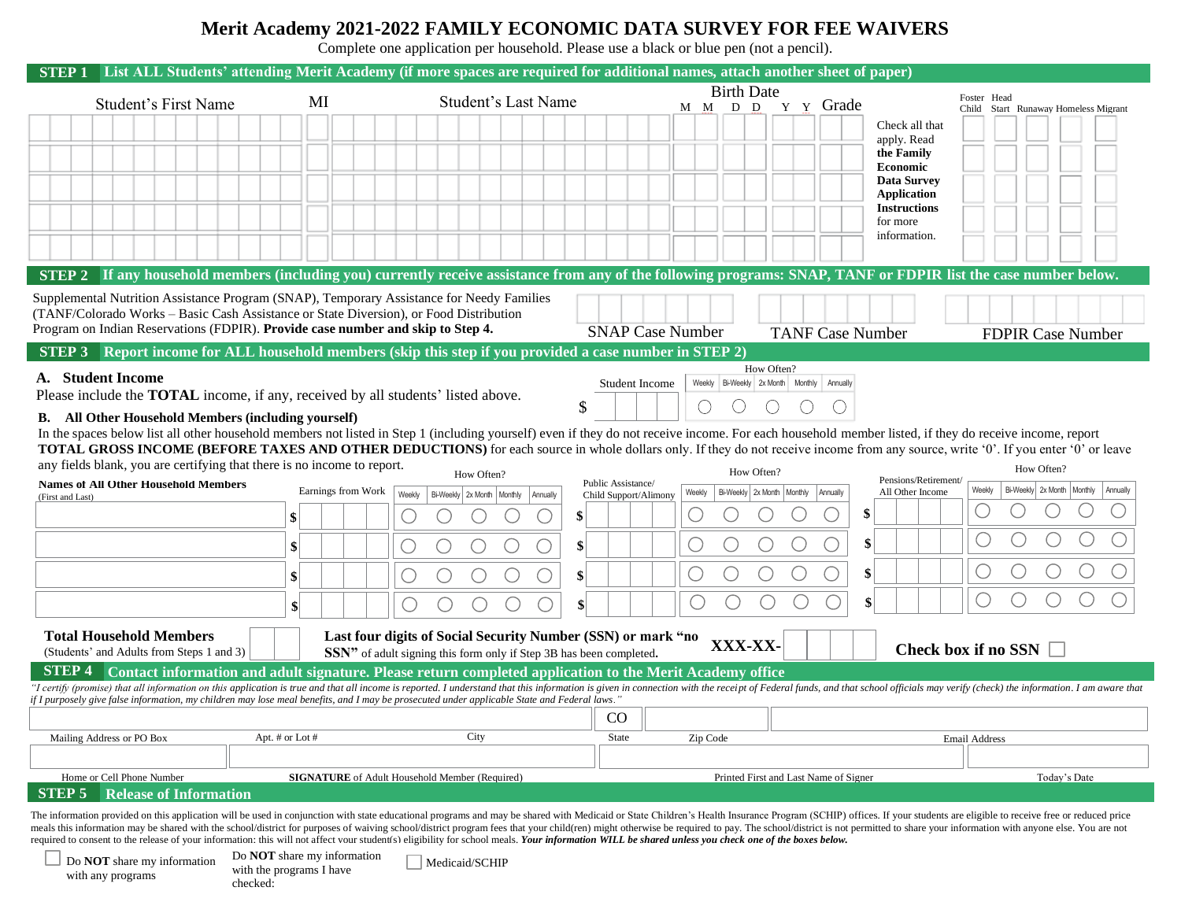# Merit Academy 2021-2022 FAMILY ECONOMIC DATA SURVEY FOR FEE WAIVERS

Complete one application per household. Please use a black or blue pen (not a pencil).

## STEP 1 List ALL Students' attending Merit Academy (if more spaces are required for additional names, attach another sheet of paper)

| Student's First Name | MI | Student's Last Name | Birth Date (MM DD YY) | Grade | | Foster Child | Head Start | Runaway | Homeless | Migrant |
|---|---|---|---|---|---|---|---|---|---|---|
| | | | | | Check all that apply. Read **the Family Economic Data Survey Application Instructions** for more information. | ☐ | ☐ | ☐ | ☐ | ☐ |
| | | | | | | ☐ | ☐ | ☐ | ☐ | ☐ |
| | | | | | | ☐ | ☐ | ☐ | ☐ | ☐ |
| | | | | | | ☐ | ☐ | ☐ | ☐ | ☐ |
| | | | | | | ☐ | ☐ | ☐ | ☐ | ☐ |

## STEP 2 If any household members (including you) currently receive assistance from any of the following programs: SNAP, TANF or FDPIR list the case number below.

Supplemental Nutrition Assistance Program (SNAP), Temporary Assistance for Needy Families (TANF/Colorado Works – Basic Cash Assistance or State Diversion), or Food Distribution Program on Indian Reservations (FDPIR). **Provide case number and skip to Step 4.**

| SNAP Case Number | TANF Case Number | FDPIR Case Number |
|---|---|---|
| | | |

## STEP 3 Report income for ALL household members (skip this step if you provided a case number in STEP 2)

**A. Student Income**

Please include the **TOTAL** income, if any, received by all students' listed above.

| Student Income | How Often? Weekly | Bi-Weekly | 2x Month | Monthly | Annually |
|---|---|---|---|---|---|
| $ | ○ | ○ | ○ | ○ | ○ |

**B. All Other Household Members (including yourself)**

In the spaces below list all other household members not listed in Step 1 (including yourself) even if they do not receive income. For each household member listed, if they do receive income, report **TOTAL GROSS INCOME (BEFORE TAXES AND OTHER DEDUCTIONS)** for each source in whole dollars only. If they do not receive income from any source, write '0'. If you enter '0' or leave any fields blank, you are certifying that there is no income to report.

| Names of All Other Household Members (First and Last) | Earnings from Work | How Often? Weekly | Bi-Weekly | 2x Month | Monthly | Annually | Public Assistance/ Child Support/Alimony | How Often? Weekly | Bi-Weekly | 2x Month | Monthly | Annually | Pensions/Retirement/ All Other Income | How Often? Weekly | Bi-Weekly | 2x Month | Monthly | Annually |
|---|---|---|---|---|---|---|---|---|---|---|---|---|---|---|---|---|---|---|
| | $ | ○ | ○ | ○ | ○ | ○ | $ | ○ | ○ | ○ | ○ | ○ | $ | ○ | ○ | ○ | ○ | ○ |
| | $ | ○ | ○ | ○ | ○ | ○ | $ | ○ | ○ | ○ | ○ | ○ | $ | ○ | ○ | ○ | ○ | ○ |
| | $ | ○ | ○ | ○ | ○ | ○ | $ | ○ | ○ | ○ | ○ | ○ | $ | ○ | ○ | ○ | ○ | ○ |
| | $ | ○ | ○ | ○ | ○ | ○ | $ | ○ | ○ | ○ | ○ | ○ | $ | ○ | ○ | ○ | ○ | ○ |

**Total Household Members** (Students' and Adults from Steps 1 and 3) ____

**Last four digits of Social Security Number (SSN) or mark "no SSN"** of adult signing this form only if Step 3B has been completed. **XXX-XX-**____

**Check box if no SSN** ☐

## STEP 4 Contact information and adult signature. Please return completed application to the Merit Academy office

*"I certify (promise) that all information on this application is true and that all income is reported. I understand that this information is given in connection with the receipt of Federal funds, and that school officials may verify (check) the information. I am aware that if I purposely give false information, my children may lose meal benefits, and I may be prosecuted under applicable State and Federal laws."*

| Mailing Address or PO Box | Apt. # or Lot # | City | State | Zip Code | Email Address |
|---|---|---|---|---|---|
| | | | CO | | |

| Home or Cell Phone Number | **SIGNATURE** of Adult Household Member (Required) | Printed First and Last Name of Signer | Today's Date |
|---|---|---|---|
| | | | |

## STEP 5 Release of Information

The information provided on this application will be used in conjunction with state educational programs and may be shared with Medicaid or State Children's Health Insurance Program (SCHIP) offices. If your students are eligible to receive free or reduced price meals this information may be shared with the school/district for purposes of waiving school/district program fees that your child(ren) might otherwise be required to pay. The school/district is not permitted to share your information with anyone else. You are not required to consent to the release of your information: this will not affect your student(s) eligibility for school meals. ***Your information WILL be shared unless you check one of the boxes below.***

☐ Do **NOT** share my information with any programs

Do **NOT** share my information with the programs I have checked:

☐ Medicaid/SCHIP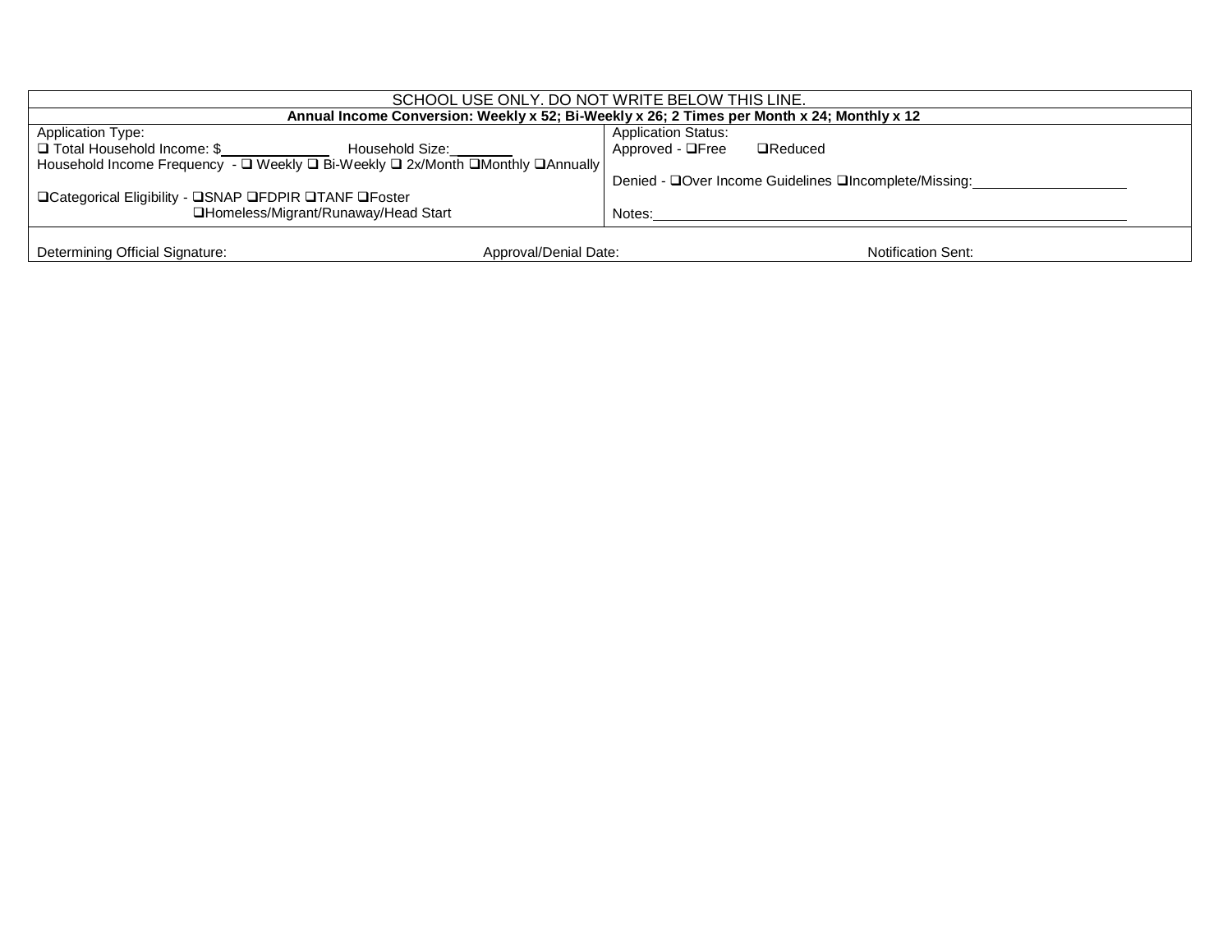| SCHOOL USE ONLY. DO NOT WRITE BELOW THIS LINE. | |
|---|---|
| **Annual Income Conversion: Weekly x 52; Bi-Weekly x 26; 2 Times per Month x 24; Monthly x 12** | |
| Application Type:<br>❑ Total Household Income: $______________ Household Size:________<br>Household Income Frequency - ❑ Weekly ❑ Bi-Weekly ❑ 2x/Month ❑Monthly ❑Annually<br><br>❑Categorical Eligibility - ❑SNAP ❑FDPIR ❑TANF ❑Foster<br>❑Homeless/Migrant/Runaway/Head Start | Application Status:<br>Approved - ❑Free ❑Reduced<br><br>Denied - ❑Over Income Guidelines ❑Incomplete/Missing:____________________<br><br>Notes:____________________________________________________________ |
| Determining Official Signature: Approval/Denial Date: Notification Sent: | |